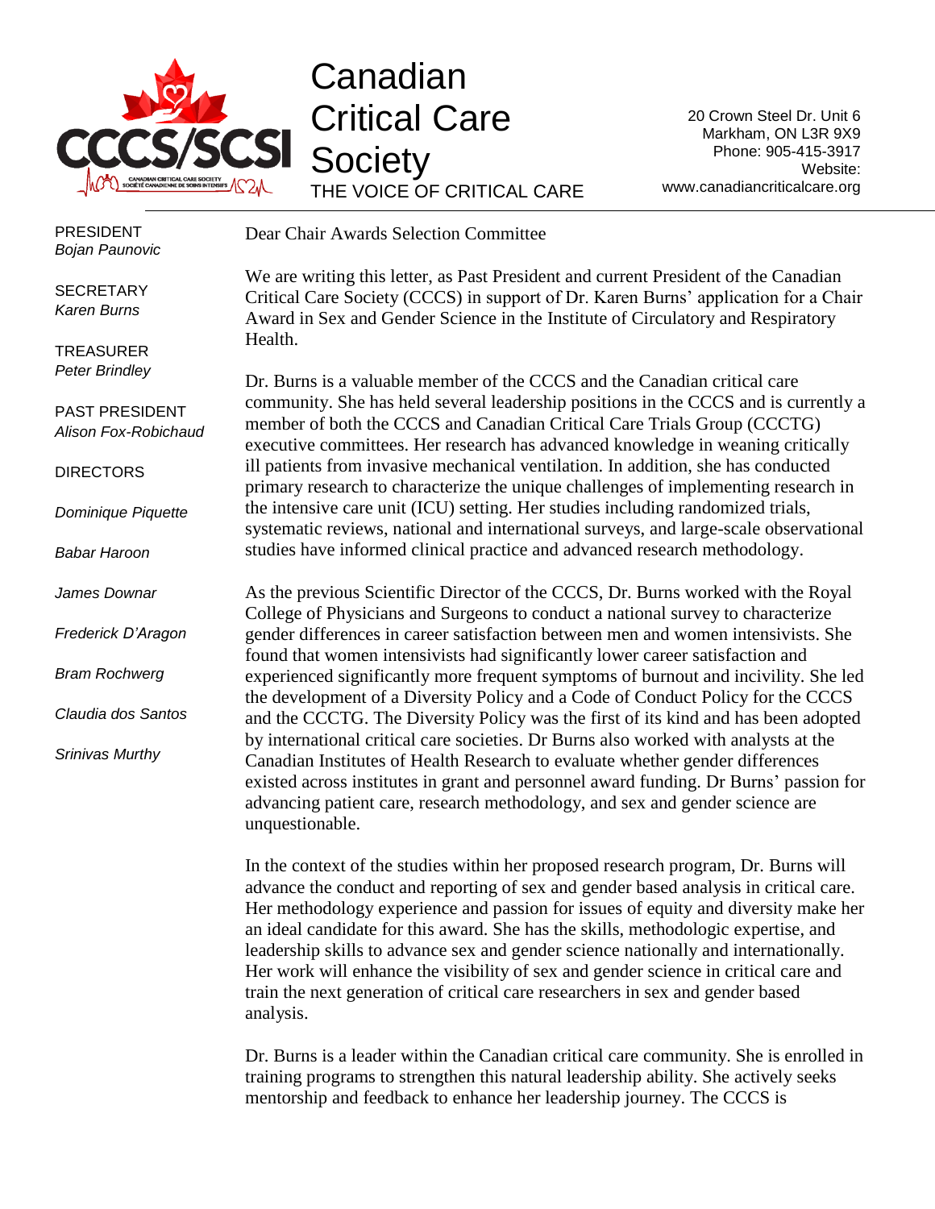# Canadian Critical Care Society

THE VOICE OF CRITICAL CARE

20 Crown Steel Dr. Unit 6
Markham, ON L3R 9X9
Phone: 905-415-3917
Website:
www.canadiancriticalcare.org

PRESIDENT
*Bojan Paunovic*

SECRETARY
*Karen Burns*

TREASURER
*Peter Brindley*

PAST PRESIDENT
*Alison Fox-Robichaud*

DIRECTORS

*Dominique Piquette*

*Babar Haroon*

*James Downar*

*Frederick D'Aragon*

*Bram Rochwerg*

*Claudia dos Santos*

*Srinivas Murthy*

Dear Chair Awards Selection Committee

We are writing this letter, as Past President and current President of the Canadian Critical Care Society (CCCS) in support of Dr. Karen Burns' application for a Chair Award in Sex and Gender Science in the Institute of Circulatory and Respiratory Health.

Dr. Burns is a valuable member of the CCCS and the Canadian critical care community. She has held several leadership positions in the CCCS and is currently a member of both the CCCS and Canadian Critical Care Trials Group (CCCTG) executive committees. Her research has advanced knowledge in weaning critically ill patients from invasive mechanical ventilation. In addition, she has conducted primary research to characterize the unique challenges of implementing research in the intensive care unit (ICU) setting. Her studies including randomized trials, systematic reviews, national and international surveys, and large-scale observational studies have informed clinical practice and advanced research methodology.

As the previous Scientific Director of the CCCS, Dr. Burns worked with the Royal College of Physicians and Surgeons to conduct a national survey to characterize gender differences in career satisfaction between men and women intensivists. She found that women intensivists had significantly lower career satisfaction and experienced significantly more frequent symptoms of burnout and incivility. She led the development of a Diversity Policy and a Code of Conduct Policy for the CCCS and the CCCTG. The Diversity Policy was the first of its kind and has been adopted by international critical care societies. Dr Burns also worked with analysts at the Canadian Institutes of Health Research to evaluate whether gender differences existed across institutes in grant and personnel award funding. Dr Burns' passion for advancing patient care, research methodology, and sex and gender science are unquestionable.

In the context of the studies within her proposed research program, Dr. Burns will advance the conduct and reporting of sex and gender based analysis in critical care. Her methodology experience and passion for issues of equity and diversity make her an ideal candidate for this award. She has the skills, methodologic expertise, and leadership skills to advance sex and gender science nationally and internationally. Her work will enhance the visibility of sex and gender science in critical care and train the next generation of critical care researchers in sex and gender based analysis.

Dr. Burns is a leader within the Canadian critical care community. She is enrolled in training programs to strengthen this natural leadership ability. She actively seeks mentorship and feedback to enhance her leadership journey. The CCCS is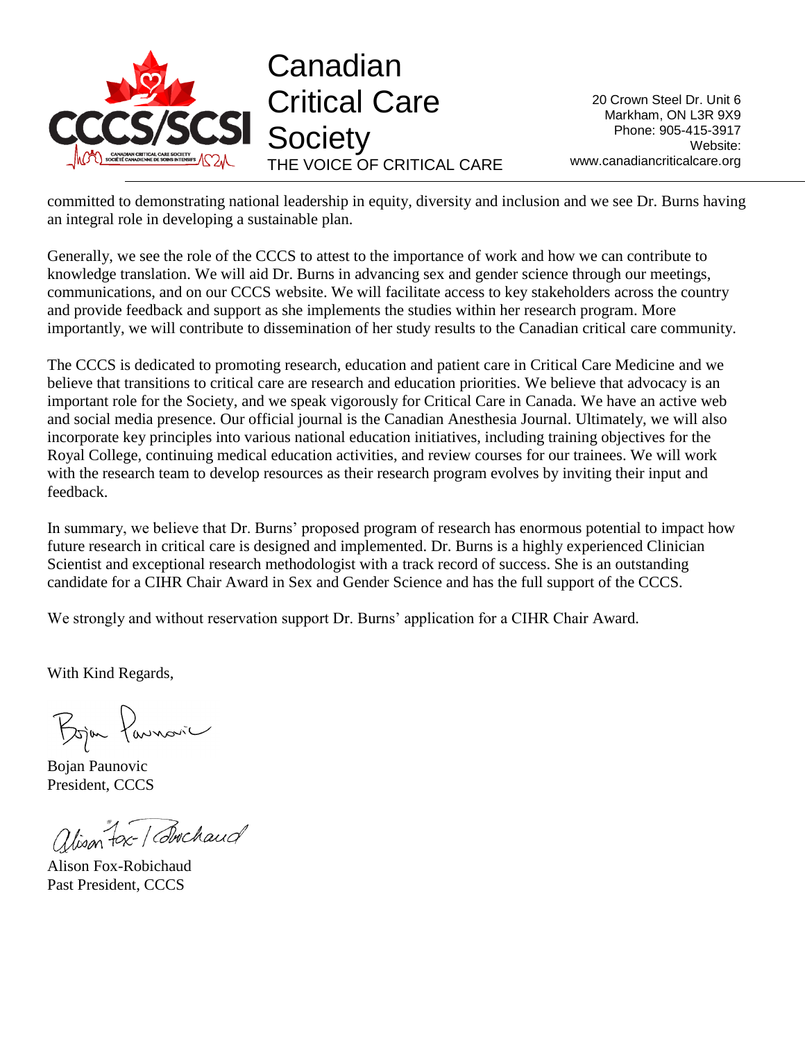committed to demonstrating national leadership in equity, diversity and inclusion and we see Dr. Burns having an integral role in developing a sustainable plan.

Generally, we see the role of the CCCS to attest to the importance of work and how we can contribute to knowledge translation. We will aid Dr. Burns in advancing sex and gender science through our meetings, communications, and on our CCCS website. We will facilitate access to key stakeholders across the country and provide feedback and support as she implements the studies within her research program. More importantly, we will contribute to dissemination of her study results to the Canadian critical care community.

The CCCS is dedicated to promoting research, education and patient care in Critical Care Medicine and we believe that transitions to critical care are research and education priorities. We believe that advocacy is an important role for the Society, and we speak vigorously for Critical Care in Canada. We have an active web and social media presence. Our official journal is the Canadian Anesthesia Journal. Ultimately, we will also incorporate key principles into various national education initiatives, including training objectives for the Royal College, continuing medical education activities, and review courses for our trainees. We will work with the research team to develop resources as their research program evolves by inviting their input and feedback.

In summary, we believe that Dr. Burns' proposed program of research has enormous potential to impact how future research in critical care is designed and implemented. Dr. Burns is a highly experienced Clinician Scientist and exceptional research methodologist with a track record of success. She is an outstanding candidate for a CIHR Chair Award in Sex and Gender Science and has the full support of the CCCS.

We strongly and without reservation support Dr. Burns' application for a CIHR Chair Award.

With Kind Regards,

Bojan Paunovic
President, CCCS

Alison Fox-Robichaud
Past President, CCCS